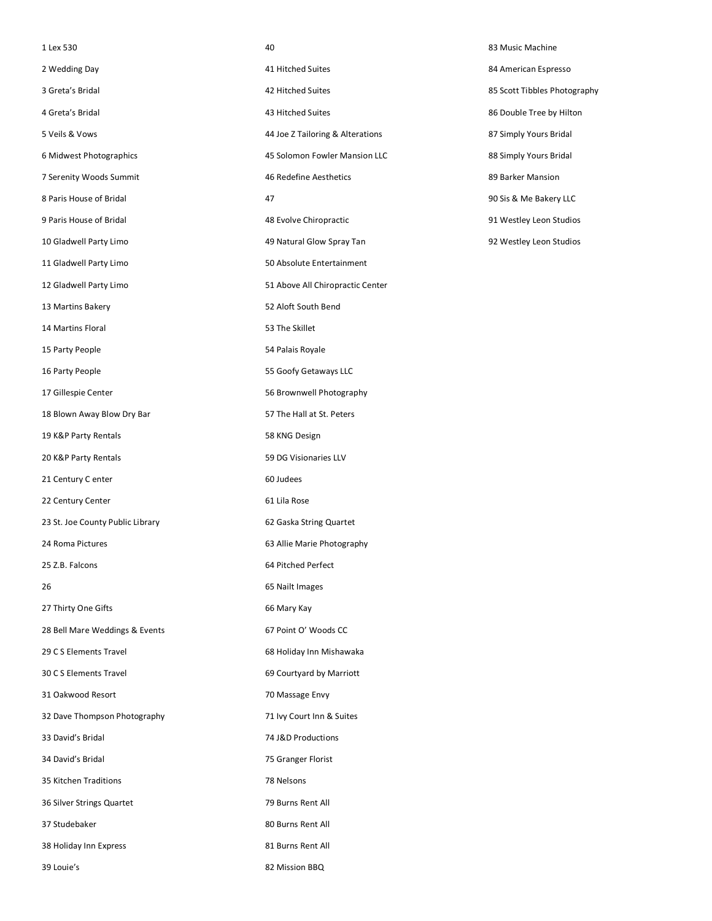1 Lex 530

2 Wedding Day

3 Greta's Bridal

4 Greta's Bridal

5 Veils & Vows

6 Midwest Photographics

7 Serenity Woods Summit

8 Paris House of Bridal

9 Paris House of Bridal

10 Gladwell Party Limo

11 Gladwell Party Limo

12 Gladwell Party Limo

13 Martins Bakery

14 Martins Floral

15 Party People

16 Party People

17 Gillespie Center

18 Blown Away Blow Dry Bar

19 K&P Party Rentals

20 K&P Party Rentals

21 Century C enter

22 Century Center

23 St. Joe County Public Library

24 Roma Pictures

25 Z.B. Falcons

26

27 Thirty One Gifts

28 Bell Mare Weddings & Events

29 C S Elements Travel

30 C S Elements Travel

31 Oakwood Resort

32 Dave Thompson Photography

33 David's Bridal

34 David's Bridal

35 Kitchen Traditions

36 Silver Strings Quartet

37 Studebaker

38 Holiday Inn Express

39 Louie's

40

41 Hitched Suites

42 Hitched Suites

43 Hitched Suites

44 Joe Z Tailoring & Alterations

45 Solomon Fowler Mansion LLC

46 Redefine Aesthetics

47

48 Evolve Chiropractic

49 Natural Glow Spray Tan

50 Absolute Entertainment

51 Above All Chiropractic Center

52 Aloft South Bend

53 The Skillet

54 Palais Royale

55 Goofy Getaways LLC

56 Brownwell Photography

57 The Hall at St. Peters

58 KNG Design

59 DG Visionaries LLV

60 Judees

61 Lila Rose

62 Gaska String Quartet

63 Allie Marie Photography

64 Pitched Perfect

65 Nailt Images

66 Mary Kay

67 Point O' Woods CC

68 Holiday Inn Mishawaka

69 Courtyard by Marriott

70 Massage Envy

71 Ivy Court Inn & Suites

74 J&D Productions

75 Granger Florist

78 Nelsons

79 Burns Rent All

80 Burns Rent All

81 Burns Rent All

82 Mission BBQ

83 Music Machine

84 American Espresso

85 Scott Tibbles Photography

86 Double Tree by Hilton

87 Simply Yours Bridal

88 Simply Yours Bridal

89 Barker Mansion

90 Sis & Me Bakery LLC

91 Westley Leon Studios

92 Westley Leon Studios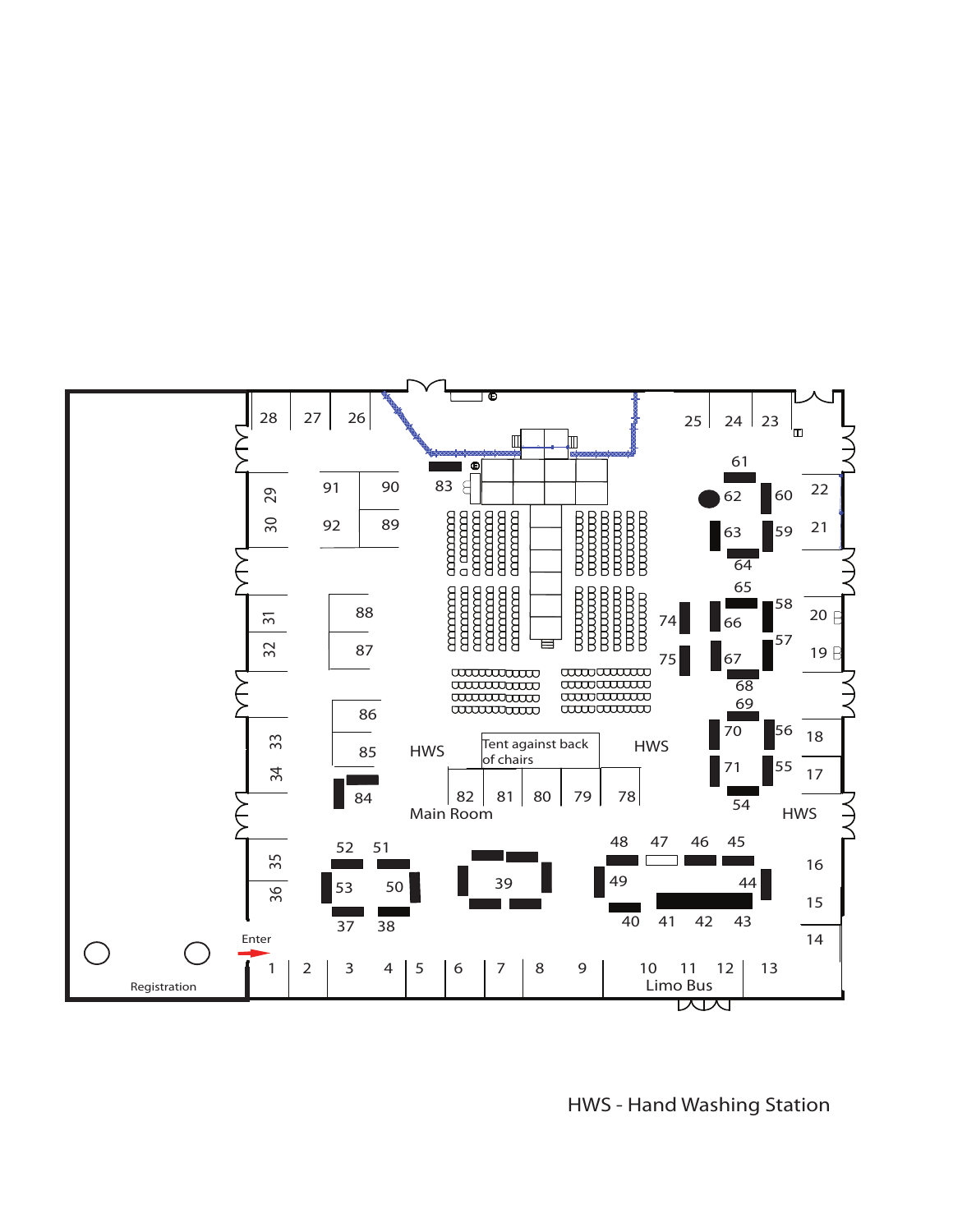28 27 26

25 24 23

83

61

62 60

63 59

64

22

21

29

30

91 90

92 89

65

74 66 58

75 67 57

68

20

19

31

32

88

87

86

85

HWS

Tent against back of chairs

HWS

69

70 56

71 55

54

18

17

33

34

84

82 81 80 79 78

Main Room

HWS

35

36

52 51

53 50

37 38

39

48 47 46 45

49 44

40 41 42 43

16

15

14

Enter

Registration

1 2 3 4 5 6 7 8 9 10 11 12 13

Limo Bus

HWS - Hand Washing Station